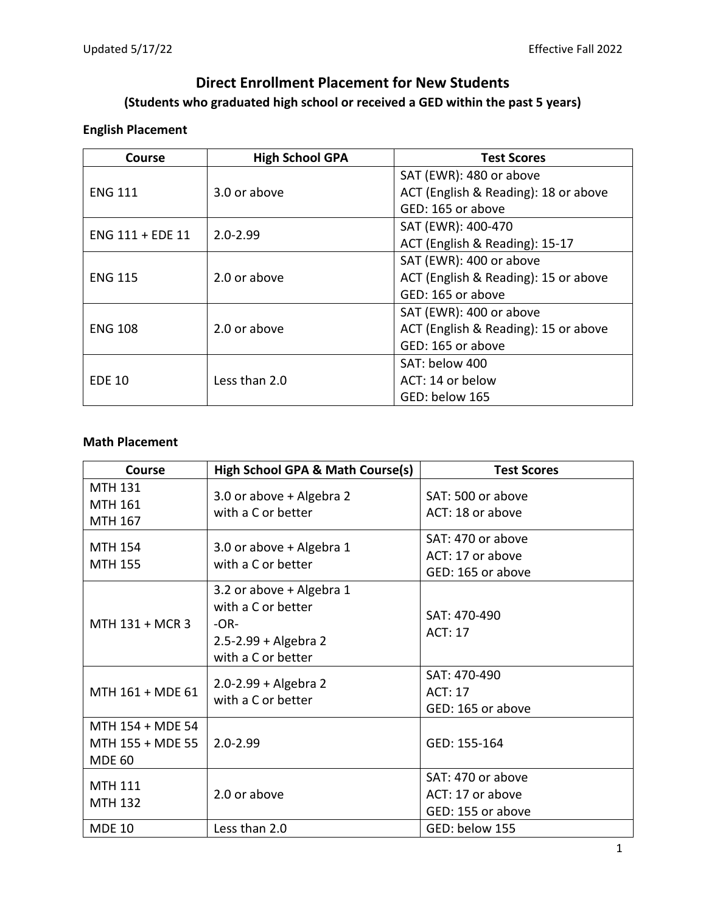Updated 5/17/22 Effective Fall 2022

# Direct Enrollment Placement for New Students

## (Students who graduated high school or received a GED within the past 5 years)

### English Placement

| Course | High School GPA | Test Scores |
|---|---|---|
| ENG 111 | 3.0 or above | SAT (EWR): 480 or above<br>ACT (English & Reading): 18 or above<br>GED: 165 or above |
| ENG 111 + EDE 11 | 2.0-2.99 | SAT (EWR): 400-470<br>ACT (English & Reading): 15-17 |
| ENG 115 | 2.0 or above | SAT (EWR): 400 or above<br>ACT (English & Reading): 15 or above<br>GED: 165 or above |
| ENG 108 | 2.0 or above | SAT (EWR): 400 or above<br>ACT (English & Reading): 15 or above<br>GED: 165 or above |
| EDE 10 | Less than 2.0 | SAT: below 400<br>ACT: 14 or below<br>GED: below 165 |

### Math Placement

| Course | High School GPA & Math Course(s) | Test Scores |
|---|---|---|
| MTH 131<br>MTH 161<br>MTH 167 | 3.0 or above + Algebra 2 with a C or better | SAT: 500 or above<br>ACT: 18 or above |
| MTH 154<br>MTH 155 | 3.0 or above + Algebra 1 with a C or better | SAT: 470 or above<br>ACT: 17 or above<br>GED: 165 or above |
| MTH 131 + MCR 3 | 3.2 or above + Algebra 1 with a C or better<br>-OR-<br>2.5-2.99 + Algebra 2 with a C or better | SAT: 470-490<br>ACT: 17 |
| MTH 161 + MDE 61 | 2.0-2.99 + Algebra 2 with a C or better | SAT: 470-490<br>ACT: 17<br>GED: 165 or above |
| MTH 154 + MDE 54<br>MTH 155 + MDE 55<br>MDE 60 | 2.0-2.99 | GED: 155-164 |
| MTH 111<br>MTH 132 | 2.0 or above | SAT: 470 or above<br>ACT: 17 or above<br>GED: 155 or above |
| MDE 10 | Less than 2.0 | GED: below 155 |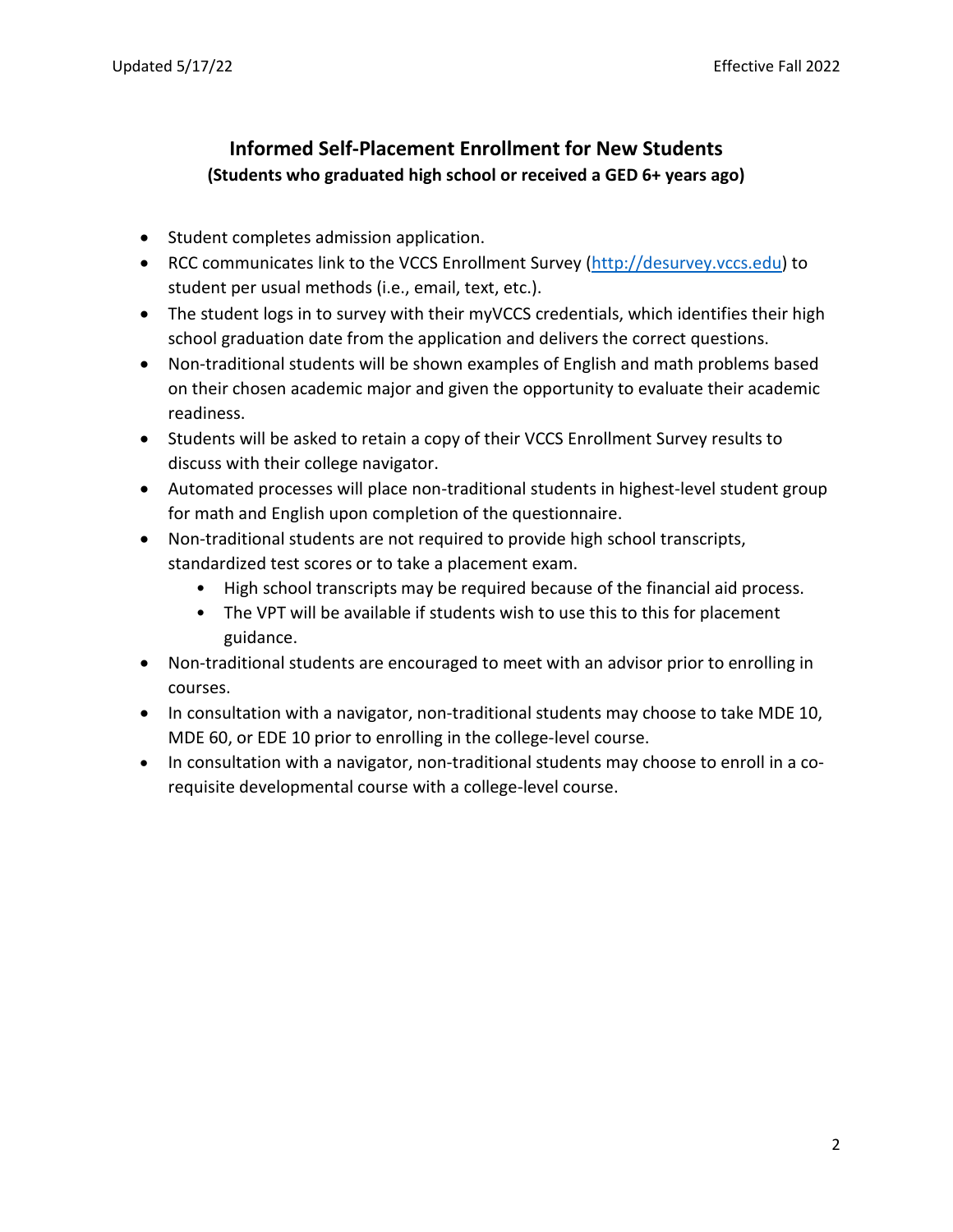## Informed Self-Placement Enrollment for New Students

**(Students who graduated high school or received a GED 6+ years ago)**

- Student completes admission application.
- RCC communicates link to the VCCS Enrollment Survey (http://desurvey.vccs.edu) to student per usual methods (i.e., email, text, etc.).
- The student logs in to survey with their myVCCS credentials, which identifies their high school graduation date from the application and delivers the correct questions.
- Non-traditional students will be shown examples of English and math problems based on their chosen academic major and given the opportunity to evaluate their academic readiness.
- Students will be asked to retain a copy of their VCCS Enrollment Survey results to discuss with their college navigator.
- Automated processes will place non-traditional students in highest-level student group for math and English upon completion of the questionnaire.
- Non-traditional students are not required to provide high school transcripts, standardized test scores or to take a placement exam.
    - High school transcripts may be required because of the financial aid process.
    - The VPT will be available if students wish to use this to this for placement guidance.
- Non-traditional students are encouraged to meet with an advisor prior to enrolling in courses.
- In consultation with a navigator, non-traditional students may choose to take MDE 10, MDE 60, or EDE 10 prior to enrolling in the college-level course.
- In consultation with a navigator, non-traditional students may choose to enroll in a co-requisite developmental course with a college-level course.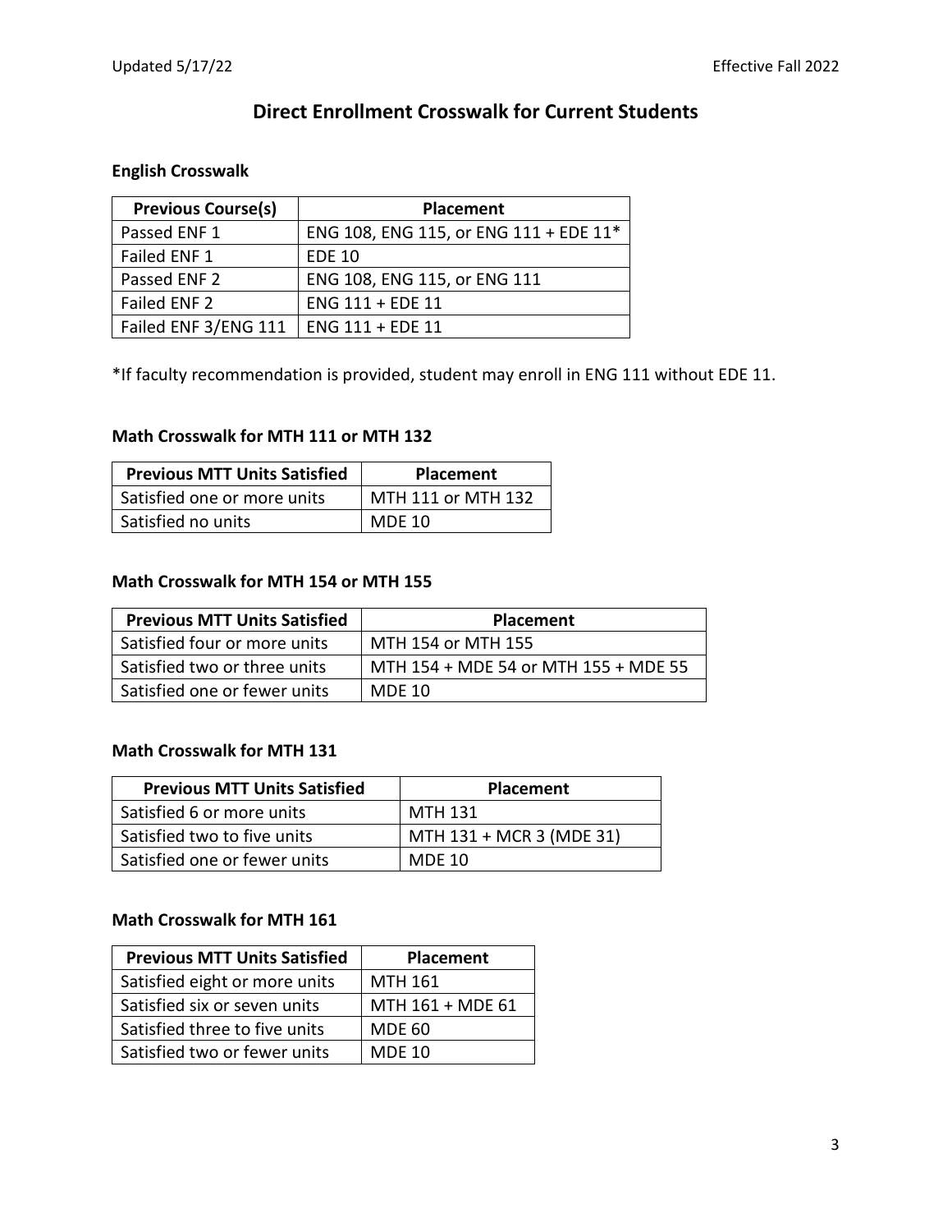# Direct Enrollment Crosswalk for Current Students

### English Crosswalk

| Previous Course(s) | Placement |
|---|---|
| Passed ENF 1 | ENG 108, ENG 115, or ENG 111 + EDE 11* |
| Failed ENF 1 | EDE 10 |
| Passed ENF 2 | ENG 108, ENG 115, or ENG 111 |
| Failed ENF 2 | ENG 111 + EDE 11 |
| Failed ENF 3/ENG 111 | ENG 111 + EDE 11 |

*If faculty recommendation is provided, student may enroll in ENG 111 without EDE 11.

### Math Crosswalk for MTH 111 or MTH 132

| Previous MTT Units Satisfied | Placement |
|---|---|
| Satisfied one or more units | MTH 111 or MTH 132 |
| Satisfied no units | MDE 10 |

### Math Crosswalk for MTH 154 or MTH 155

| Previous MTT Units Satisfied | Placement |
|---|---|
| Satisfied four or more units | MTH 154 or MTH 155 |
| Satisfied two or three units | MTH 154 + MDE 54 or MTH 155 + MDE 55 |
| Satisfied one or fewer units | MDE 10 |

### Math Crosswalk for MTH 131

| Previous MTT Units Satisfied | Placement |
|---|---|
| Satisfied 6 or more units | MTH 131 |
| Satisfied two to five units | MTH 131 + MCR 3 (MDE 31) |
| Satisfied one or fewer units | MDE 10 |

### Math Crosswalk for MTH 161

| Previous MTT Units Satisfied | Placement |
|---|---|
| Satisfied eight or more units | MTH 161 |
| Satisfied six or seven units | MTH 161 + MDE 61 |
| Satisfied three to five units | MDE 60 |
| Satisfied two or fewer units | MDE 10 |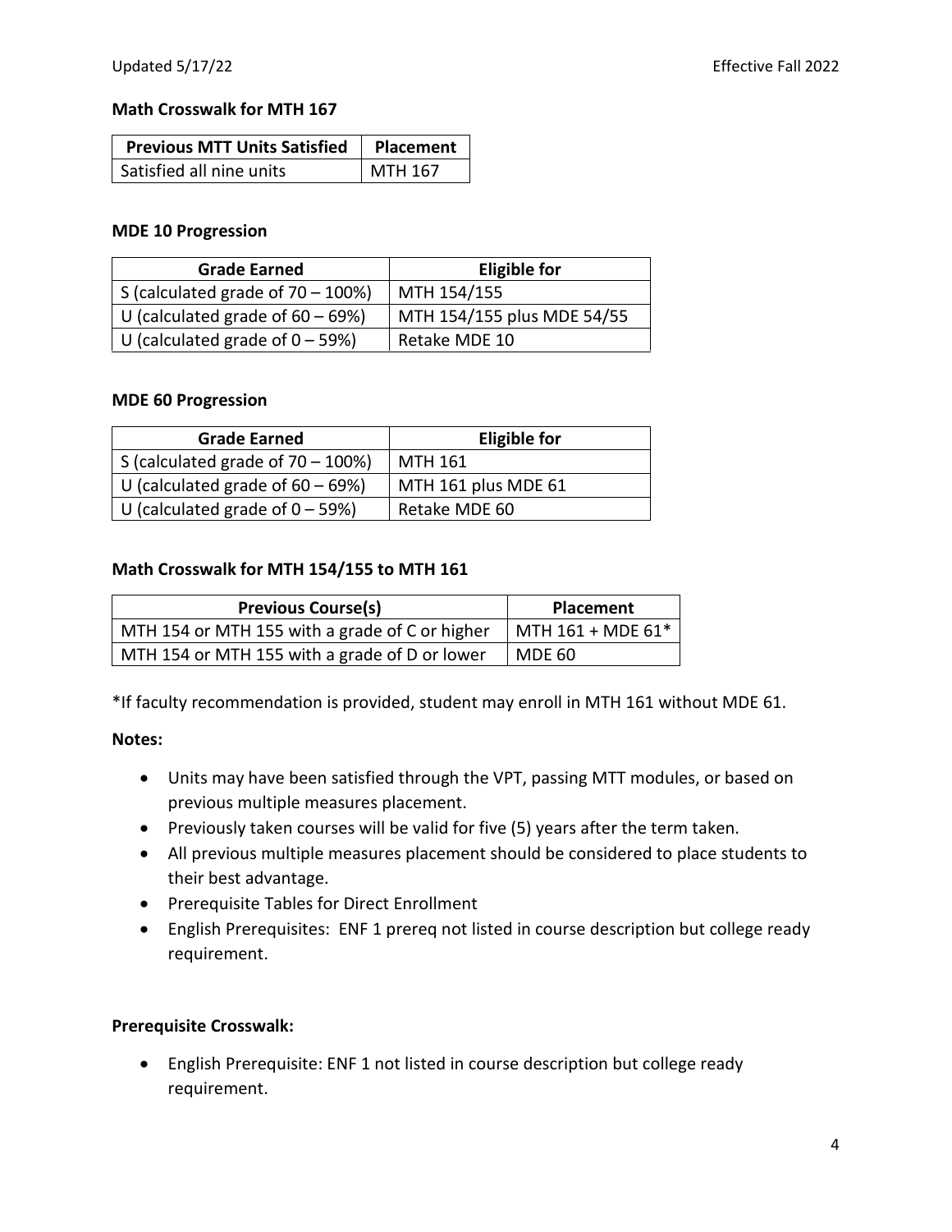**Math Crosswalk for MTH 167**

| Previous MTT Units Satisfied | Placement |
|---|---|
| Satisfied all nine units | MTH 167 |

**MDE 10 Progression**

| Grade Earned | Eligible for |
|---|---|
| S (calculated grade of 70 – 100%) | MTH 154/155 |
| U (calculated grade of 60 – 69%) | MTH 154/155 plus MDE 54/55 |
| U (calculated grade of 0 – 59%) | Retake MDE 10 |

**MDE 60 Progression**

| Grade Earned | Eligible for |
|---|---|
| S (calculated grade of 70 – 100%) | MTH 161 |
| U (calculated grade of 60 – 69%) | MTH 161 plus MDE 61 |
| U (calculated grade of 0 – 59%) | Retake MDE 60 |

**Math Crosswalk for MTH 154/155 to MTH 161**

| Previous Course(s) | Placement |
|---|---|
| MTH 154 or MTH 155 with a grade of C or higher | MTH 161 + MDE 61* |
| MTH 154 or MTH 155 with a grade of D or lower | MDE 60 |

*If faculty recommendation is provided, student may enroll in MTH 161 without MDE 61.

**Notes:**

- Units may have been satisfied through the VPT, passing MTT modules, or based on previous multiple measures placement.
- Previously taken courses will be valid for five (5) years after the term taken.
- All previous multiple measures placement should be considered to place students to their best advantage.
- Prerequisite Tables for Direct Enrollment
- English Prerequisites: ENF 1 prereq not listed in course description but college ready requirement.

**Prerequisite Crosswalk:**

- English Prerequisite: ENF 1 not listed in course description but college ready requirement.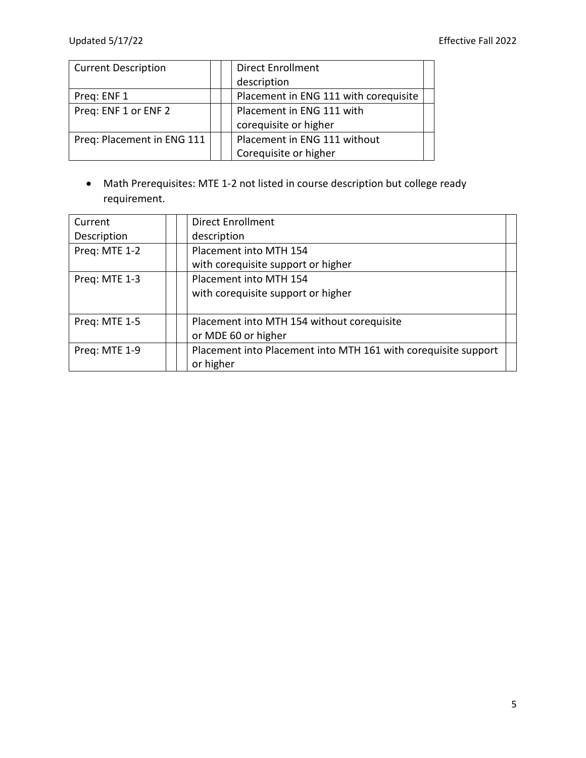| Current Description | | | Direct Enrollment description | |
|---|---|---|---|---|
| Preq: ENF 1 | | | Placement in ENG 111 with corequisite | |
| Preq: ENF 1 or ENF 2 | | | Placement in ENG 111 with corequisite or higher | |
| Preq: Placement in ENG 111 | | | Placement in ENG 111 without Corequisite or higher | |

- Math Prerequisites: MTE 1-2 not listed in course description but college ready requirement.

| Current Description | | | Direct Enrollment description | |
|---|---|---|---|---|
| Preq: MTE 1-2 | | | Placement into MTH 154 with corequisite support or higher | |
| Preq: MTE 1-3 | | | Placement into MTH 154 with corequisite support or higher | |
| Preq: MTE 1-5 | | | Placement into MTH 154 without corequisite or MDE 60 or higher | |
| Preq: MTE 1-9 | | | Placement into Placement into MTH 161 with corequisite support or higher | |